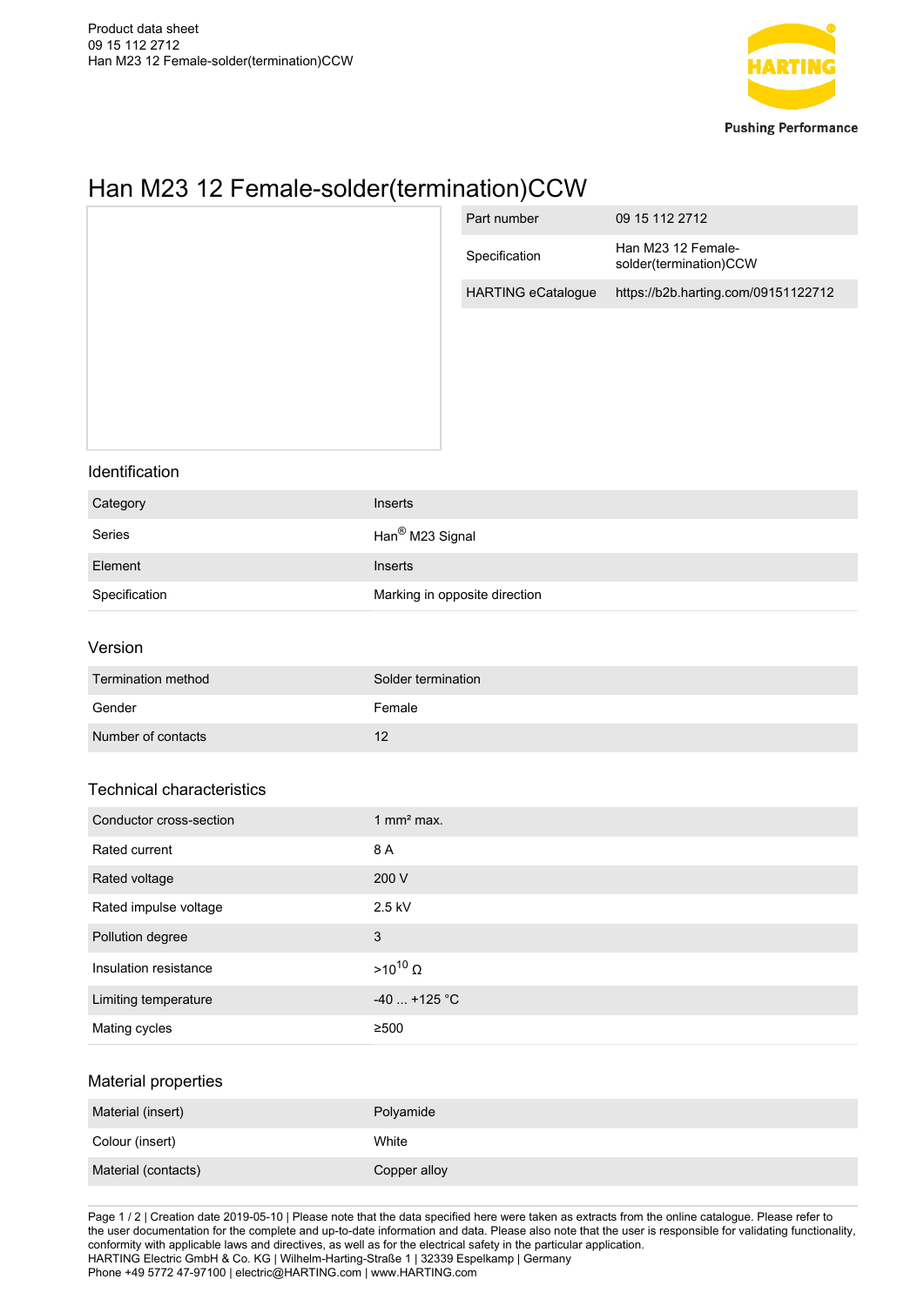# Han M23 12 Female-solder(termination)CCW

| Part number | 09 15 112 2712 |
| --- | --- |
| Specification | Han M23 12 Female-solder(termination)CCW |
| HARTING eCatalogue | https://b2b.harting.com/09151122712 |

## Identification

| Category | Inserts |
| --- | --- |
| Series | Han® M23 Signal |
| Element | Inserts |
| Specification | Marking in opposite direction |

## Version

| Termination method | Solder termination |
| --- | --- |
| Gender | Female |
| Number of contacts | 12 |

## Technical characteristics

| Conductor cross-section | 1 mm² max. |
| --- | --- |
| Rated current | 8 A |
| Rated voltage | 200 V |
| Rated impulse voltage | 2.5 kV |
| Pollution degree | 3 |
| Insulation resistance | $>10^{10}$ Ω |
| Limiting temperature | -40 ... +125 °C |
| Mating cycles | ≥500 |

## Material properties

| Material (insert) | Polyamide |
| --- | --- |
| Colour (insert) | White |
| Material (contacts) | Copper alloy |

Creation date 2019-05-10 | Please note that the data specified here were taken as extracts from the online catalogue. Please refer to the user documentation for the complete and up-to-date information and data. Please also note that the user is responsible for validating functionality, conformity with applicable laws and directives, as well as for the electrical safety in the particular application.
HARTING Electric GmbH & Co. KG | Wilhelm-Harting-Straße 1 | 32339 Espelkamp | Germany
Phone +49 5772 47-97100 | electric@HARTING.com | www.HARTING.com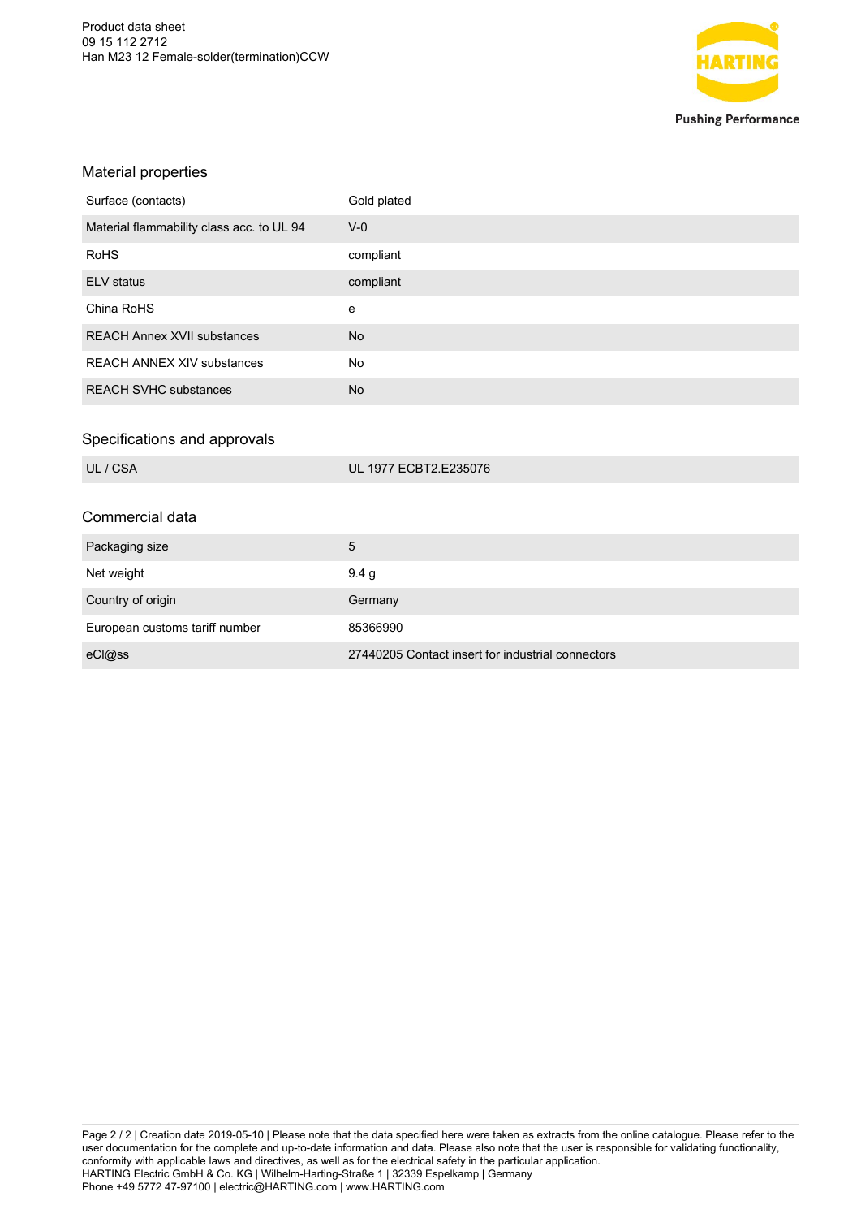## Material properties

| | |
|---|---|
| Surface (contacts) | Gold plated |
| Material flammability class acc. to UL 94 | V-0 |
| RoHS | compliant |
| ELV status | compliant |
| China RoHS | e |
| REACH Annex XVII substances | No |
| REACH ANNEX XIV substances | No |
| REACH SVHC substances | No |

## Specifications and approvals

| | |
|---|---|
| UL / CSA | UL 1977 ECBT2.E235076 |

## Commercial data

| | |
|---|---|
| Packaging size | 5 |
| Net weight | 9.4 g |
| Country of origin | Germany |
| European customs tariff number | 85366990 |
| eCl@ss | 27440205 Contact insert for industrial connectors |

Creation date 2019-05-10 | Please note that the data specified here were taken as extracts from the online catalogue. Please refer to the user documentation for the complete and up-to-date information and data. Please also note that the user is responsible for validating functionality, conformity with applicable laws and directives, as well as for the electrical safety in the particular application.
HARTING Electric GmbH & Co. KG | Wilhelm-Harting-Straße 1 | 32339 Espelkamp | Germany
Phone +49 5772 47-97100 | electric@HARTING.com | www.HARTING.com